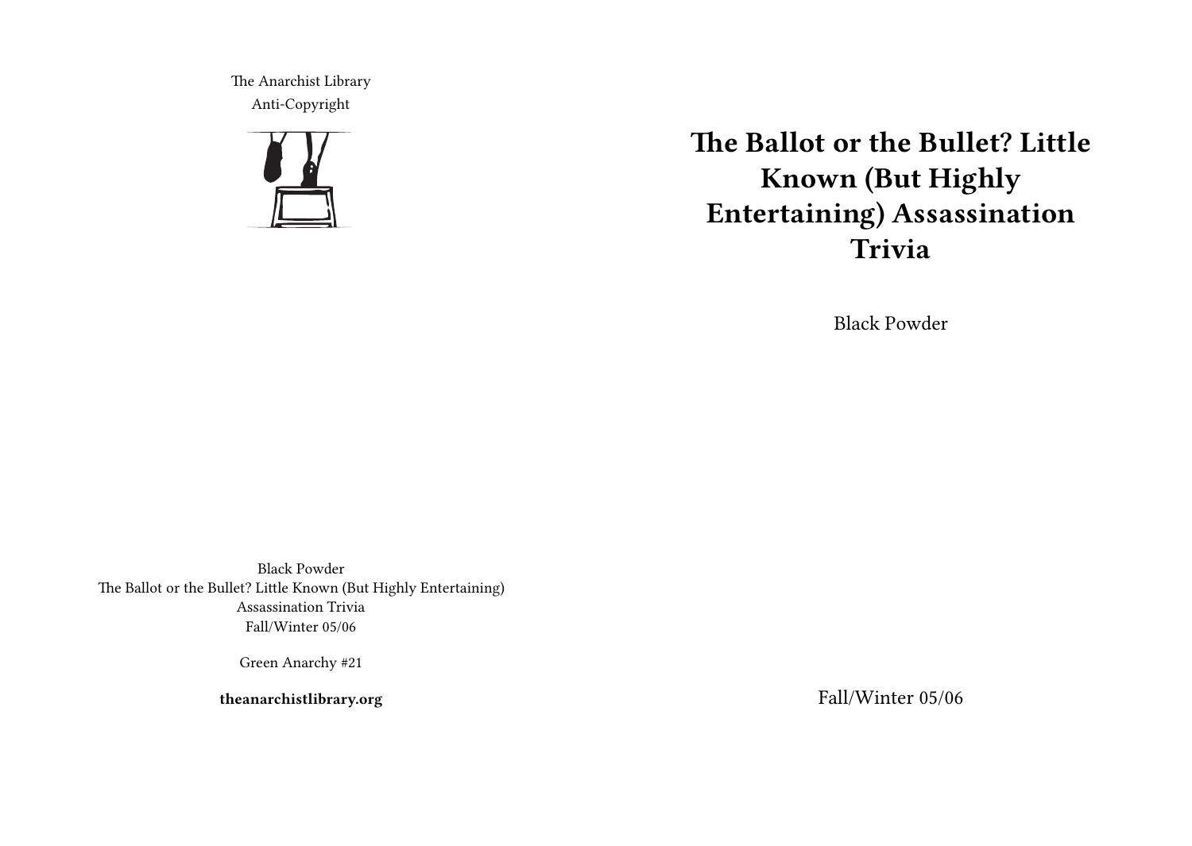The Anarchist Library
Anti-Copyright

# The Ballot or the Bullet? Little Known (But Highly Entertaining) Assassination Trivia

Black Powder

Fall/Winter 05/06

Black Powder
The Ballot or the Bullet? Little Known (But Highly Entertaining) Assassination Trivia
Fall/Winter 05/06

Green Anarchy #21

**theanarchistlibrary.org**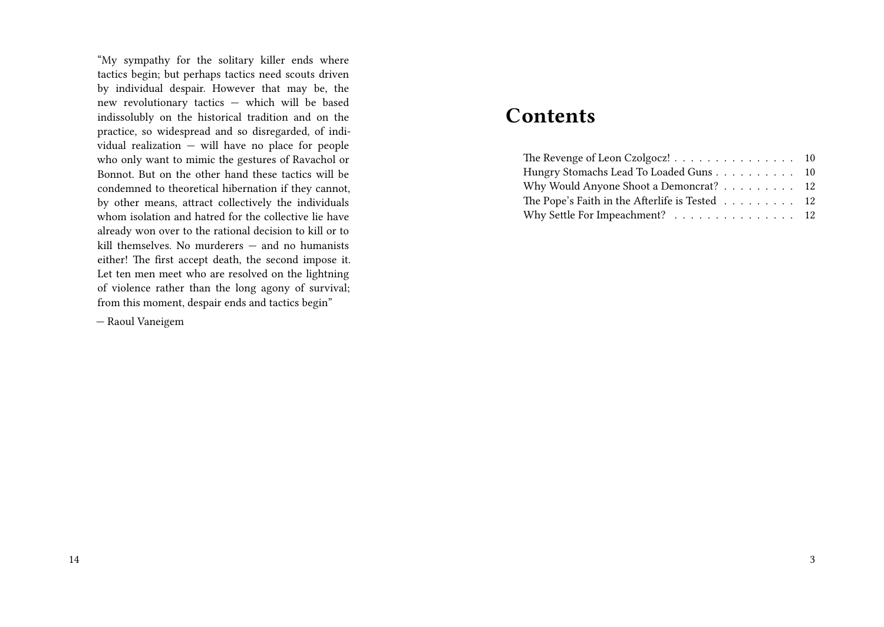"My sympathy for the solitary killer ends where tactics begin; but perhaps tactics need scouts driven by individual despair. However that may be, the new revolutionary tactics — which will be based indissolubly on the historical tradition and on the practice, so widespread and so disregarded, of individual realization — will have no place for people who only want to mimic the gestures of Ravachol or Bonnot. But on the other hand these tactics will be condemned to theoretical hibernation if they cannot, by other means, attract collectively the individuals whom isolation and hatred for the collective lie have already won over to the rational decision to kill or to kill themselves. No murderers — and no humanists either! The first accept death, the second impose it. Let ten men meet who are resolved on the lightning of violence rather than the long agony of survival; from this moment, despair ends and tactics begin"

— Raoul Vaneigem

# Contents

- The Revenge of Leon Czolgocz! . . . . . . . . . . . . . . . 10
- Hungry Stomachs Lead To Loaded Guns . . . . . . . . . . 10
- Why Would Anyone Shoot a Demoncrat? . . . . . . . . . 12
- The Pope's Faith in the Afterlife is Tested . . . . . . . . . 12
- Why Settle For Impeachment? . . . . . . . . . . . . . . . 12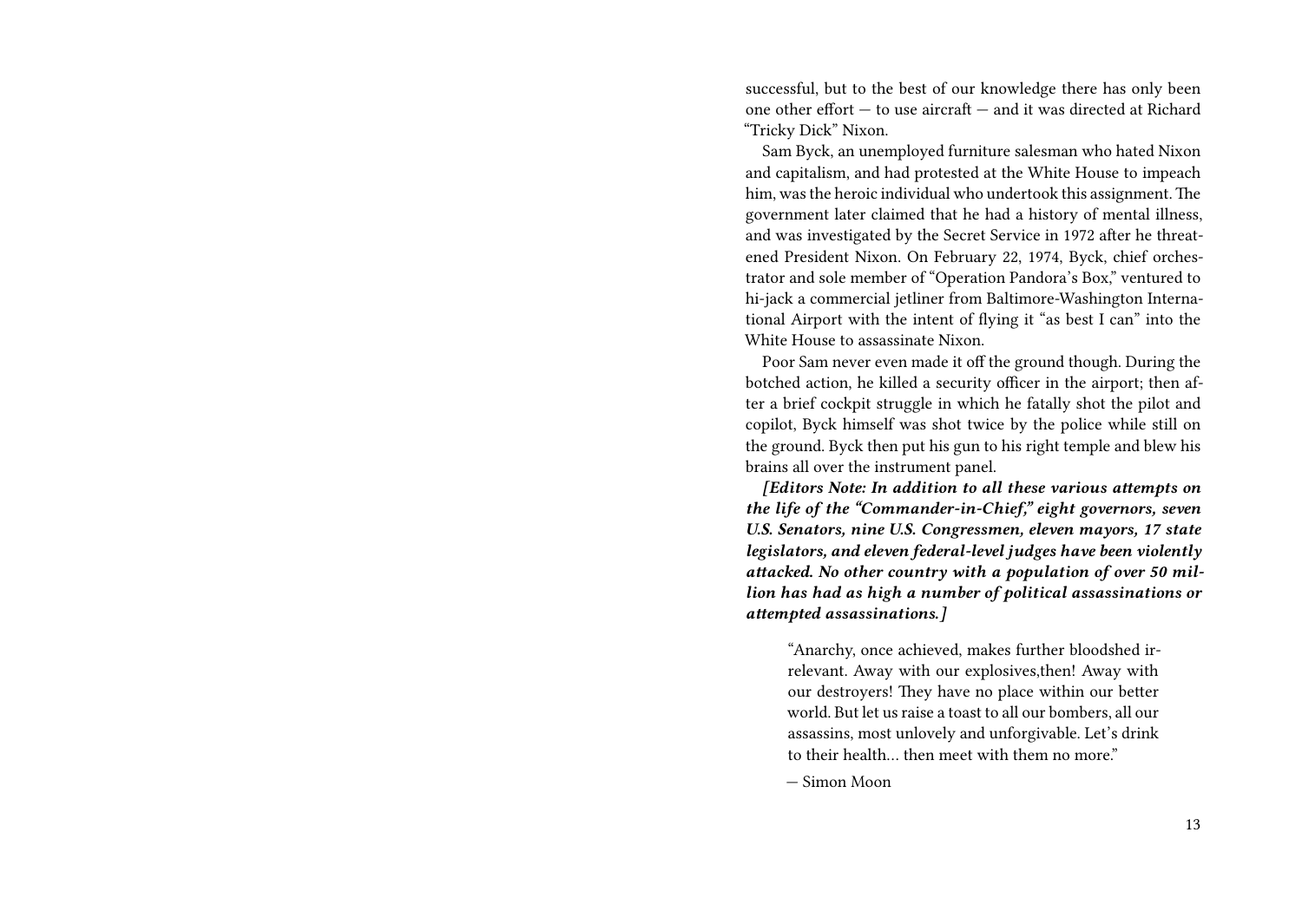successful, but to the best of our knowledge there has only been one other effort — to use aircraft — and it was directed at Richard "Tricky Dick" Nixon.

Sam Byck, an unemployed furniture salesman who hated Nixon and capitalism, and had protested at the White House to impeach him, was the heroic individual who undertook this assignment. The government later claimed that he had a history of mental illness, and was investigated by the Secret Service in 1972 after he threatened President Nixon. On February 22, 1974, Byck, chief orchestrator and sole member of "Operation Pandora's Box," ventured to hi-jack a commercial jetliner from Baltimore-Washington International Airport with the intent of flying it "as best I can" into the White House to assassinate Nixon.

Poor Sam never even made it off the ground though. During the botched action, he killed a security officer in the airport; then after a brief cockpit struggle in which he fatally shot the pilot and copilot, Byck himself was shot twice by the police while still on the ground. Byck then put his gun to his right temple and blew his brains all over the instrument panel.

***[Editors Note: In addition to all these various attempts on the life of the "Commander-in-Chief," eight governors, seven U.S. Senators, nine U.S. Congressmen, eleven mayors, 17 state legislators, and eleven federal-level judges have been violently attacked. No other country with a population of over 50 million has had as high a number of political assassinations or attempted assassinations.]***

> "Anarchy, once achieved, makes further bloodshed irrelevant. Away with our explosives,then! Away with our destroyers! They have no place within our better world. But let us raise a toast to all our bombers, all our assassins, most unlovely and unforgivable. Let's drink to their health… then meet with them no more."
>
> — Simon Moon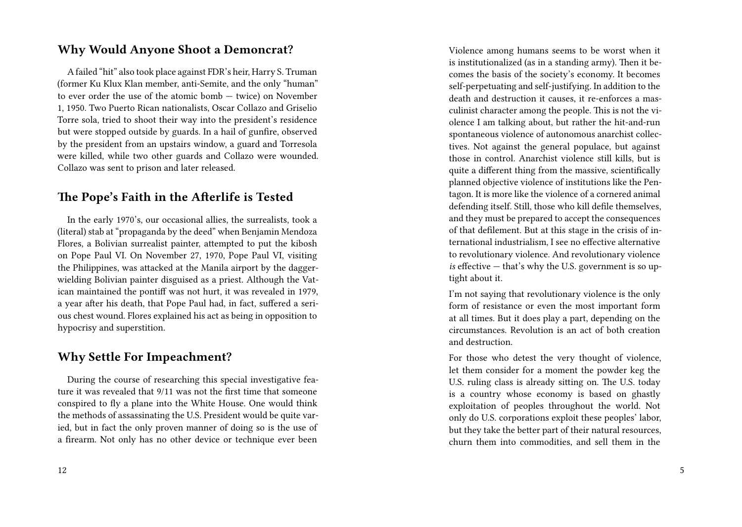## Why Would Anyone Shoot a Demoncrat?

A failed "hit" also took place against FDR's heir, Harry S. Truman (former Ku Klux Klan member, anti-Semite, and the only "human" to ever order the use of the atomic bomb — twice) on November 1, 1950. Two Puerto Rican nationalists, Oscar Collazo and Griselio Torre sola, tried to shoot their way into the president's residence but were stopped outside by guards. In a hail of gunfire, observed by the president from an upstairs window, a guard and Torresola were killed, while two other guards and Collazo were wounded. Collazo was sent to prison and later released.

## The Pope's Faith in the Afterlife is Tested

In the early 1970's, our occasional allies, the surrealists, took a (literal) stab at "propaganda by the deed" when Benjamin Mendoza Flores, a Bolivian surrealist painter, attempted to put the kibosh on Pope Paul VI. On November 27, 1970, Pope Paul VI, visiting the Philippines, was attacked at the Manila airport by the dagger-wielding Bolivian painter disguised as a priest. Although the Vatican maintained the pontiff was not hurt, it was revealed in 1979, a year after his death, that Pope Paul had, in fact, suffered a serious chest wound. Flores explained his act as being in opposition to hypocrisy and superstition.

## Why Settle For Impeachment?

During the course of researching this special investigative feature it was revealed that 9/11 was not the first time that someone conspired to fly a plane into the White House. One would think the methods of assassinating the U.S. President would be quite varied, but in fact the only proven manner of doing so is the use of a firearm. Not only has no other device or technique ever been

Violence among humans seems to be worst when it is institutionalized (as in a standing army). Then it becomes the basis of the society's economy. It becomes self-perpetuating and self-justifying. In addition to the death and destruction it causes, it re-enforces a masculinist character among the people. This is not the violence I am talking about, but rather the hit-and-run spontaneous violence of autonomous anarchist collectives. Not against the general populace, but against those in control. Anarchist violence still kills, but is quite a different thing from the massive, scientifically planned objective violence of institutions like the Pentagon. It is more like the violence of a cornered animal defending itself. Still, those who kill defile themselves, and they must be prepared to accept the consequences of that defilement. But at this stage in the crisis of international industrialism, I see no effective alternative to revolutionary violence. And revolutionary violence *is* effective — that's why the U.S. government is so uptight about it.

I'm not saying that revolutionary violence is the only form of resistance or even the most important form at all times. But it does play a part, depending on the circumstances. Revolution is an act of both creation and destruction.

For those who detest the very thought of violence, let them consider for a moment the powder keg the U.S. ruling class is already sitting on. The U.S. today is a country whose economy is based on ghastly exploitation of peoples throughout the world. Not only do U.S. corporations exploit these peoples' labor, but they take the better part of their natural resources, churn them into commodities, and sell them in the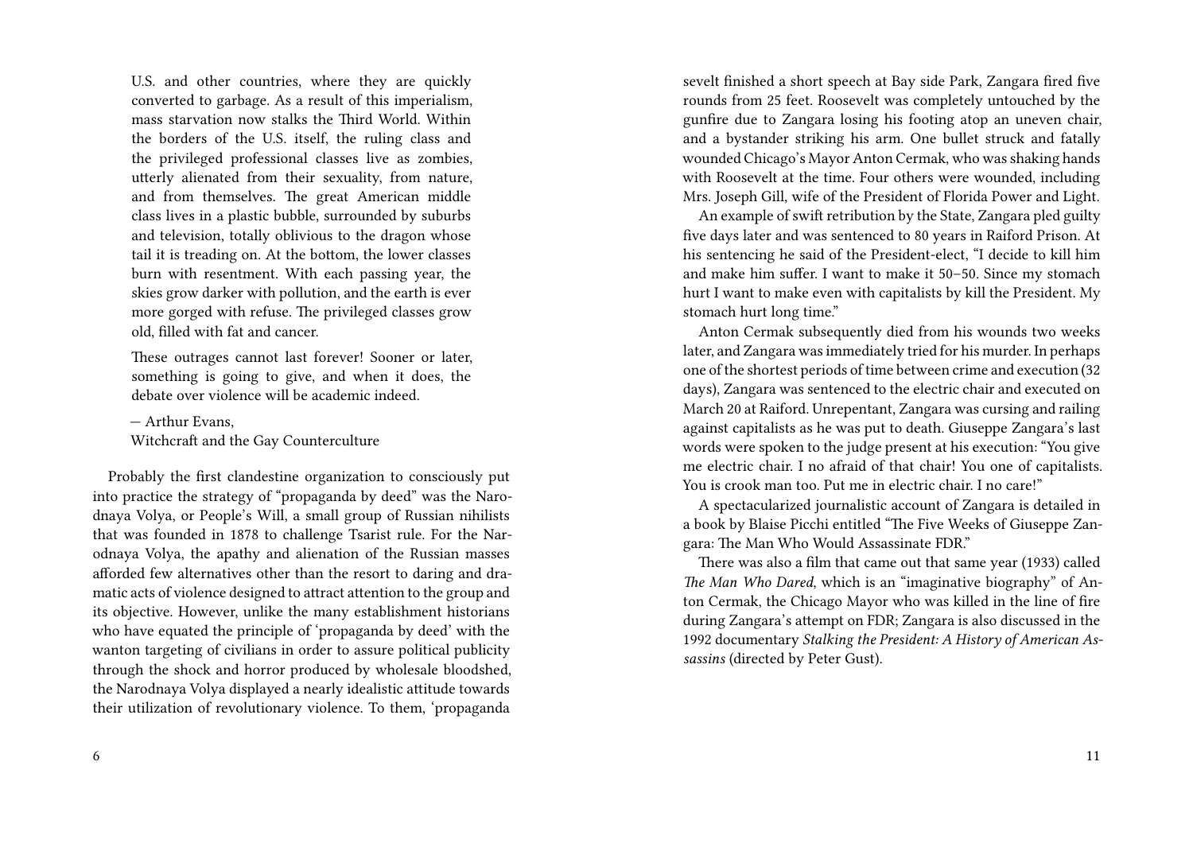U.S. and other countries, where they are quickly converted to garbage. As a result of this imperialism, mass starvation now stalks the Third World. Within the borders of the U.S. itself, the ruling class and the privileged professional classes live as zombies, utterly alienated from their sexuality, from nature, and from themselves. The great American middle class lives in a plastic bubble, surrounded by suburbs and television, totally oblivious to the dragon whose tail it is treading on. At the bottom, the lower classes burn with resentment. With each passing year, the skies grow darker with pollution, and the earth is ever more gorged with refuse. The privileged classes grow old, filled with fat and cancer.

These outrages cannot last forever! Sooner or later, something is going to give, and when it does, the debate over violence will be academic indeed.

— Arthur Evans,
Witchcraft and the Gay Counterculture

Probably the first clandestine organization to consciously put into practice the strategy of "propaganda by deed" was the Narodnaya Volya, or People's Will, a small group of Russian nihilists that was founded in 1878 to challenge Tsarist rule. For the Narodnaya Volya, the apathy and alienation of the Russian masses afforded few alternatives other than the resort to daring and dramatic acts of violence designed to attract attention to the group and its objective. However, unlike the many establishment historians who have equated the principle of 'propaganda by deed' with the wanton targeting of civilians in order to assure political publicity through the shock and horror produced by wholesale bloodshed, the Narodnaya Volya displayed a nearly idealistic attitude towards their utilization of revolutionary violence. To them, 'propaganda

sevelt finished a short speech at Bay side Park, Zangara fired five rounds from 25 feet. Roosevelt was completely untouched by the gunfire due to Zangara losing his footing atop an uneven chair, and a bystander striking his arm. One bullet struck and fatally wounded Chicago's Mayor Anton Cermak, who was shaking hands with Roosevelt at the time. Four others were wounded, including Mrs. Joseph Gill, wife of the President of Florida Power and Light.

An example of swift retribution by the State, Zangara pled guilty five days later and was sentenced to 80 years in Raiford Prison. At his sentencing he said of the President-elect, "I decide to kill him and make him suffer. I want to make it 50–50. Since my stomach hurt I want to make even with capitalists by kill the President. My stomach hurt long time."

Anton Cermak subsequently died from his wounds two weeks later, and Zangara was immediately tried for his murder. In perhaps one of the shortest periods of time between crime and execution (32 days), Zangara was sentenced to the electric chair and executed on March 20 at Raiford. Unrepentant, Zangara was cursing and railing against capitalists as he was put to death. Giuseppe Zangara's last words were spoken to the judge present at his execution: "You give me electric chair. I no afraid of that chair! You one of capitalists. You is crook man too. Put me in electric chair. I no care!"

A spectacularized journalistic account of Zangara is detailed in a book by Blaise Picchi entitled "The Five Weeks of Giuseppe Zangara: The Man Who Would Assassinate FDR."

There was also a film that came out that same year (1933) called *The Man Who Dared*, which is an "imaginative biography" of Anton Cermak, the Chicago Mayor who was killed in the line of fire during Zangara's attempt on FDR; Zangara is also discussed in the 1992 documentary *Stalking the President: A History of American Assassins* (directed by Peter Gust).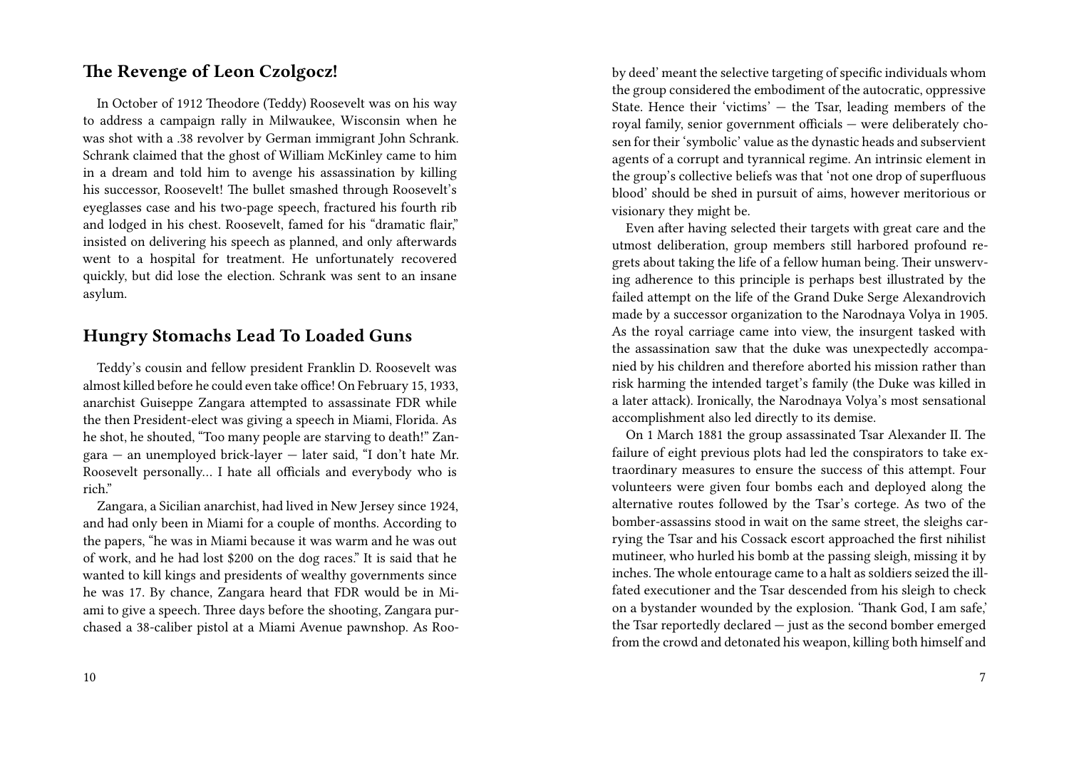## The Revenge of Leon Czolgocz!

In October of 1912 Theodore (Teddy) Roosevelt was on his way to address a campaign rally in Milwaukee, Wisconsin when he was shot with a .38 revolver by German immigrant John Schrank. Schrank claimed that the ghost of William McKinley came to him in a dream and told him to avenge his assassination by killing his successor, Roosevelt! The bullet smashed through Roosevelt's eyeglasses case and his two-page speech, fractured his fourth rib and lodged in his chest. Roosevelt, famed for his "dramatic flair," insisted on delivering his speech as planned, and only afterwards went to a hospital for treatment. He unfortunately recovered quickly, but did lose the election. Schrank was sent to an insane asylum.

## Hungry Stomachs Lead To Loaded Guns

Teddy's cousin and fellow president Franklin D. Roosevelt was almost killed before he could even take office! On February 15, 1933, anarchist Guiseppe Zangara attempted to assassinate FDR while the then President-elect was giving a speech in Miami, Florida. As he shot, he shouted, "Too many people are starving to death!" Zangara — an unemployed brick-layer — later said, "I don't hate Mr. Roosevelt personally… I hate all officials and everybody who is rich."

Zangara, a Sicilian anarchist, had lived in New Jersey since 1924, and had only been in Miami for a couple of months. According to the papers, "he was in Miami because it was warm and he was out of work, and he had lost $200 on the dog races." It is said that he wanted to kill kings and presidents of wealthy governments since he was 17. By chance, Zangara heard that FDR would be in Miami to give a speech. Three days before the shooting, Zangara purchased a 38-caliber pistol at a Miami Avenue pawnshop. As Roo-

by deed' meant the selective targeting of specific individuals whom the group considered the embodiment of the autocratic, oppressive State. Hence their 'victims' — the Tsar, leading members of the royal family, senior government officials — were deliberately chosen for their 'symbolic' value as the dynastic heads and subservient agents of a corrupt and tyrannical regime. An intrinsic element in the group's collective beliefs was that 'not one drop of superfluous blood' should be shed in pursuit of aims, however meritorious or visionary they might be.

Even after having selected their targets with great care and the utmost deliberation, group members still harbored profound regrets about taking the life of a fellow human being. Their unswerving adherence to this principle is perhaps best illustrated by the failed attempt on the life of the Grand Duke Serge Alexandrovich made by a successor organization to the Narodnaya Volya in 1905. As the royal carriage came into view, the insurgent tasked with the assassination saw that the duke was unexpectedly accompanied by his children and therefore aborted his mission rather than risk harming the intended target's family (the Duke was killed in a later attack). Ironically, the Narodnaya Volya's most sensational accomplishment also led directly to its demise.

On 1 March 1881 the group assassinated Tsar Alexander II. The failure of eight previous plots had led the conspirators to take extraordinary measures to ensure the success of this attempt. Four volunteers were given four bombs each and deployed along the alternative routes followed by the Tsar's cortege. As two of the bomber-assassins stood in wait on the same street, the sleighs carrying the Tsar and his Cossack escort approached the first nihilist mutineer, who hurled his bomb at the passing sleigh, missing it by inches. The whole entourage came to a halt as soldiers seized the ill-fated executioner and the Tsar descended from his sleigh to check on a bystander wounded by the explosion. 'Thank God, I am safe,' the Tsar reportedly declared — just as the second bomber emerged from the crowd and detonated his weapon, killing both himself and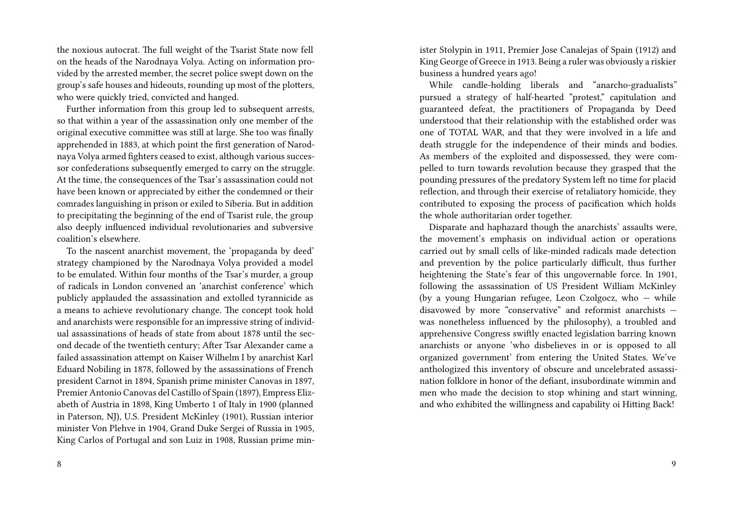the noxious autocrat. The full weight of the Tsarist State now fell on the heads of the Narodnaya Volya. Acting on information provided by the arrested member, the secret police swept down on the group's safe houses and hideouts, rounding up most of the plotters, who were quickly tried, convicted and hanged.

Further information from this group led to subsequent arrests, so that within a year of the assassination only one member of the original executive committee was still at large. She too was finally apprehended in 1883, at which point the first generation of Narodnaya Volya armed fighters ceased to exist, although various successor confederations subsequently emerged to carry on the struggle. At the time, the consequences of the Tsar's assassination could not have been known or appreciated by either the condemned or their comrades languishing in prison or exiled to Siberia. But in addition to precipitating the beginning of the end of Tsarist rule, the group also deeply influenced individual revolutionaries and subversive coalition's elsewhere.

To the nascent anarchist movement, the 'propaganda by deed' strategy championed by the Narodnaya Volya provided a model to be emulated. Within four months of the Tsar's murder, a group of radicals in London convened an 'anarchist conference' which publicly applauded the assassination and extolled tyrannicide as a means to achieve revolutionary change. The concept took hold and anarchists were responsible for an impressive string of individual assassinations of heads of state from about 1878 until the second decade of the twentieth century; After Tsar Alexander came a failed assassination attempt on Kaiser Wilhelm I by anarchist Karl Eduard Nobiling in 1878, followed by the assassinations of French president Carnot in 1894, Spanish prime minister Canovas in 1897, Premier Antonio Canovas del Castillo of Spain (1897), Empress Elizabeth of Austria in 1898, King Umberto 1 of Italy in 1900 (planned in Paterson, NJ), U.S. President McKinley (1901), Russian interior minister Von Plehve in 1904, Grand Duke Sergei of Russia in 1905, King Carlos of Portugal and son Luiz in 1908, Russian prime minister Stolypin in 1911, Premier Jose Canalejas of Spain (1912) and King George of Greece in 1913. Being a ruler was obviously a riskier business a hundred years ago!

While candle-holding liberals and "anarcho-gradualists" pursued a strategy of half-hearted "protest," capitulation and guaranteed defeat, the practitioners of Propaganda by Deed understood that their relationship with the established order was one of TOTAL WAR, and that they were involved in a life and death struggle for the independence of their minds and bodies. As members of the exploited and dispossessed, they were compelled to turn towards revolution because they grasped that the pounding pressures of the predatory System left no time for placid reflection, and through their exercise of retaliatory homicide, they contributed to exposing the process of pacification which holds the whole authoritarian order together.

Disparate and haphazard though the anarchists' assaults were, the movement's emphasis on individual action or operations carried out by small cells of like-minded radicals made detection and prevention by the police particularly difficult, thus further heightening the State's fear of this ungovernable force. In 1901, following the assassination of US President William McKinley (by a young Hungarian refugee, Leon Czolgocz, who — while disavowed by more "conservative" and reformist anarchists — was nonetheless influenced by the philosophy), a troubled and apprehensive Congress swiftly enacted legislation barring known anarchists or anyone 'who disbelieves in or is opposed to all organized government' from entering the United States. We've anthologized this inventory of obscure and uncelebrated assassination folklore in honor of the defiant, insubordinate wimmin and men who made the decision to stop whining and start winning, and who exhibited the willingness and capability oi Hitting Back!